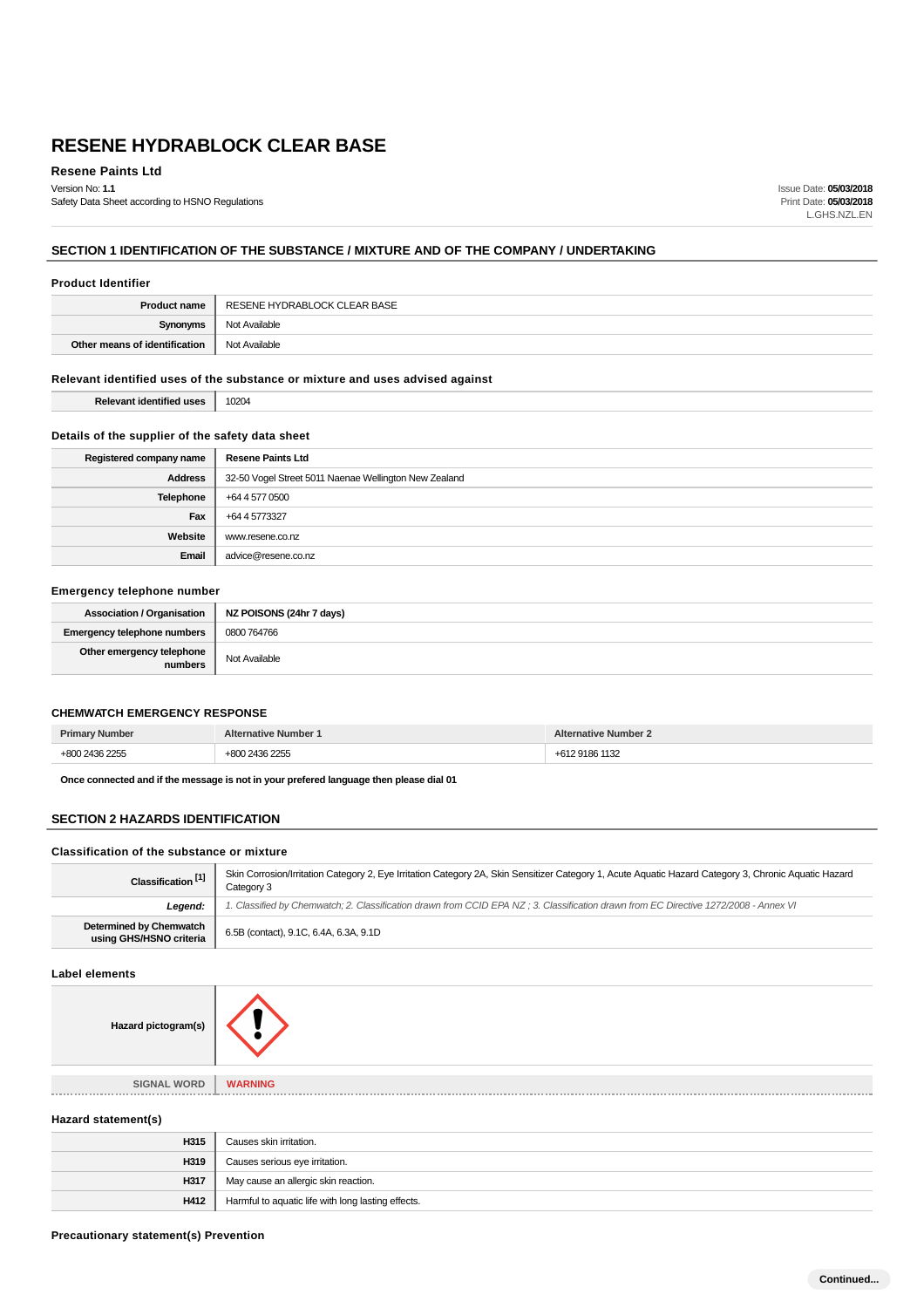# RESENE HYDRABLOCK CLEAR BASE

**Resene Paints Ltd**

Version No: **1.1**
Safety Data Sheet according to HSNO Regulations

Issue Date: **05/03/2018**
Print Date: **05/03/2018**
L.GHS.NZL.EN

## SECTION 1 IDENTIFICATION OF THE SUBSTANCE / MIXTURE AND OF THE COMPANY / UNDERTAKING

### Product Identifier

| | |
|---|---|
| **Product name** | RESENE HYDRABLOCK CLEAR BASE |
| **Synonyms** | Not Available |
| **Other means of identification** | Not Available |

### Relevant identified uses of the substance or mixture and uses advised against

| | |
|---|---|
| **Relevant identified uses** | 10204 |

### Details of the supplier of the safety data sheet

| | |
|---|---|
| **Registered company name** | **Resene Paints Ltd** |
| **Address** | 32-50 Vogel Street 5011 Naenae Wellington New Zealand |
| **Telephone** | +64 4 577 0500 |
| **Fax** | +64 4 5773327 |
| **Website** | www.resene.co.nz |
| **Email** | advice@resene.co.nz |

### Emergency telephone number

| | |
|---|---|
| **Association / Organisation** | **NZ POISONS (24hr 7 days)** |
| **Emergency telephone numbers** | 0800 764766 |
| **Other emergency telephone numbers** | Not Available |

### CHEMWATCH EMERGENCY RESPONSE

| Primary Number | Alternative Number 1 | Alternative Number 2 |
|---|---|---|
| +800 2436 2255 | +800 2436 2255 | +612 9186 1132 |

**Once connected and if the message is not in your prefered language then please dial 01**

## SECTION 2 HAZARDS IDENTIFICATION

### Classification of the substance or mixture

| | |
|---|---|
| **Classification [1]** | Skin Corrosion/Irritation Category 2, Eye Irritation Category 2A, Skin Sensitizer Category 1, Acute Aquatic Hazard Category 3, Chronic Aquatic Hazard Category 3 |
| ***Legend:*** | *1. Classified by Chemwatch; 2. Classification drawn from CCID EPA NZ ; 3. Classification drawn from EC Directive 1272/2008 - Annex VI* |
| **Determined by Chemwatch using GHS/HSNO criteria** | 6.5B (contact), 9.1C, 6.4A, 6.3A, 9.1D |

### Label elements

| | |
|---|---|
| **Hazard pictogram(s)** | |
| SIGNAL WORD | **WARNING** |

### Hazard statement(s)

| | |
|---|---|
| **H315** | Causes skin irritation. |
| **H319** | Causes serious eye irritation. |
| **H317** | May cause an allergic skin reaction. |
| **H412** | Harmful to aquatic life with long lasting effects. |

### Precautionary statement(s) Prevention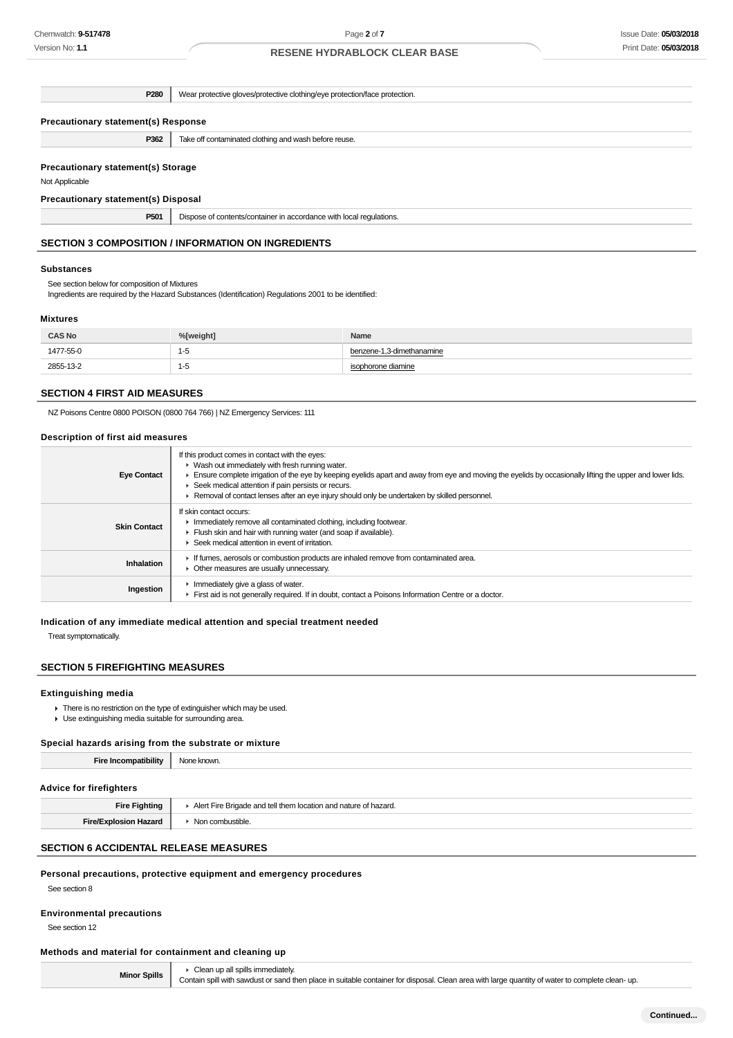| | |
|---|---|
| **P280** | Wear protective gloves/protective clothing/eye protection/face protection. |

### Precautionary statement(s) Response

| | |
|---|---|
| **P362** | Take off contaminated clothing and wash before reuse. |

### Precautionary statement(s) Storage

Not Applicable

### Precautionary statement(s) Disposal

| | |
|---|---|
| **P501** | Dispose of contents/container in accordance with local regulations. |

## SECTION 3 COMPOSITION / INFORMATION ON INGREDIENTS

### Substances

See section below for composition of Mixtures
Ingredients are required by the Hazard Substances (Identification) Regulations 2001 to be identified:

### Mixtures

| CAS No | %[weight] | Name |
|---|---|---|
| 1477-55-0 | 1-5 | benzene-1,3-dimethanamine |
| 2855-13-2 | 1-5 | isophorone diamine |

## SECTION 4 FIRST AID MEASURES

NZ Poisons Centre 0800 POISON (0800 764 766) | NZ Emergency Services: 111

### Description of first aid measures

| | |
|---|---|
| **Eye Contact** | If this product comes in contact with the eyes:<br>▸ Wash out immediately with fresh running water.<br>▸ Ensure complete irrigation of the eye by keeping eyelids apart and away from eye and moving the eyelids by occasionally lifting the upper and lower lids.<br>▸ Seek medical attention if pain persists or recurs.<br>▸ Removal of contact lenses after an eye injury should only be undertaken by skilled personnel. |
| **Skin Contact** | If skin contact occurs:<br>▸ Immediately remove all contaminated clothing, including footwear.<br>▸ Flush skin and hair with running water (and soap if available).<br>▸ Seek medical attention in event of irritation. |
| **Inhalation** | ▸ If fumes, aerosols or combustion products are inhaled remove from contaminated area.<br>▸ Other measures are usually unnecessary. |
| **Ingestion** | ▸ Immediately give a glass of water.<br>▸ First aid is not generally required. If in doubt, contact a Poisons Information Centre or a doctor. |

### Indication of any immediate medical attention and special treatment needed

Treat symptomatically.

## SECTION 5 FIREFIGHTING MEASURES

### Extinguishing media

- There is no restriction on the type of extinguisher which may be used.
- Use extinguishing media suitable for surrounding area.

### Special hazards arising from the substrate or mixture

| | |
|---|---|
| **Fire Incompatibility** | None known. |

### Advice for firefighters

| | |
|---|---|
| **Fire Fighting** | ▸ Alert Fire Brigade and tell them location and nature of hazard. |
| **Fire/Explosion Hazard** | ▸ Non combustible. |

## SECTION 6 ACCIDENTAL RELEASE MEASURES

### Personal precautions, protective equipment and emergency procedures

See section 8

### Environmental precautions

See section 12

### Methods and material for containment and cleaning up

| | |
|---|---|
| **Minor Spills** | ▸ Clean up all spills immediately.<br>Contain spill with sawdust or sand then place in suitable container for disposal. Clean area with large quantity of water to complete clean- up. |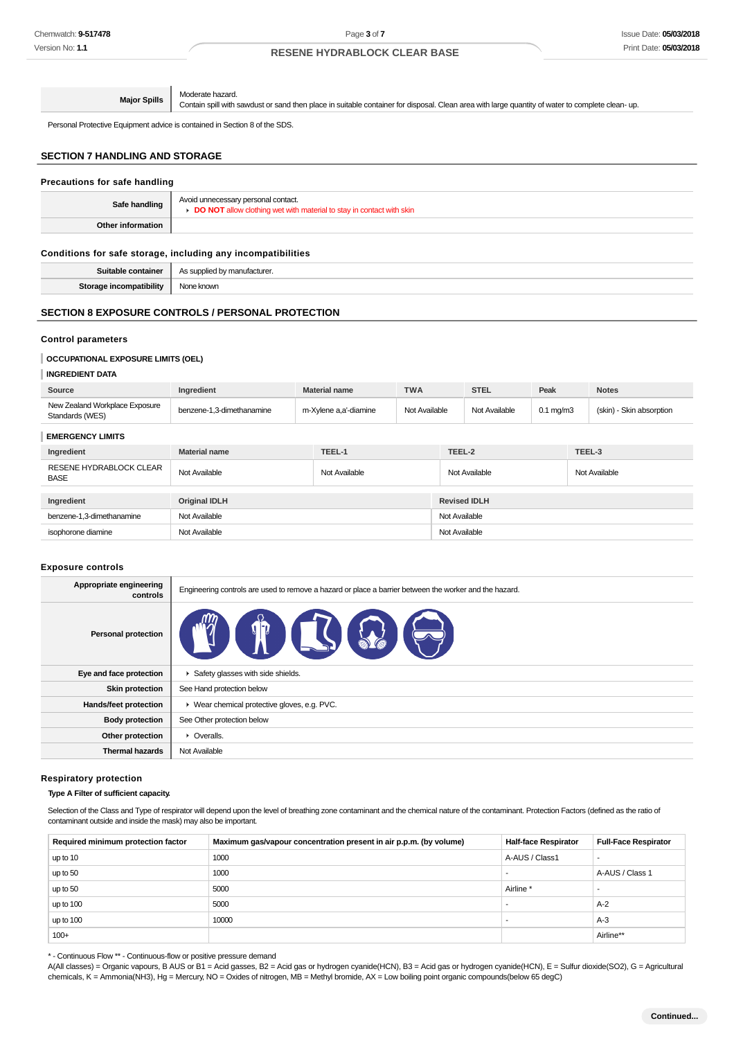| Major Spills | Moderate hazard.<br>Contain spill with sawdust or sand then place in suitable container for disposal. Clean area with large quantity of water to complete clean- up. |
|---|---|

Personal Protective Equipment advice is contained in Section 8 of the SDS.

## SECTION 7 HANDLING AND STORAGE

### Precautions for safe handling

| Safe handling | Avoid unnecessary personal contact.<br>- **DO NOT** allow clothing wet with material to stay in contact with skin |
|---|---|
| Other information | |

### Conditions for safe storage, including any incompatibilities

| Suitable container | As supplied by manufacturer. |
|---|---|
| Storage incompatibility | None known |

## SECTION 8 EXPOSURE CONTROLS / PERSONAL PROTECTION

### Control parameters

**OCCUPATIONAL EXPOSURE LIMITS (OEL)**

**INGREDIENT DATA**

| Source | Ingredient | Material name | TWA | STEL | Peak | Notes |
|---|---|---|---|---|---|---|
| New Zealand Workplace Exposure Standards (WES) | benzene-1,3-dimethanamine | m-Xylene a,a'-diamine | Not Available | Not Available | 0.1 mg/m3 | (skin) - Skin absorption |

**EMERGENCY LIMITS**

| Ingredient | Material name | TEEL-1 | TEEL-2 | TEEL-3 |
|---|---|---|---|---|
| RESENE HYDRABLOCK CLEAR BASE | Not Available | Not Available | Not Available | Not Available |

| Ingredient | Original IDLH | Revised IDLH |
|---|---|---|
| benzene-1,3-dimethanamine | Not Available | Not Available |
| isophorone diamine | Not Available | Not Available |

### Exposure controls

| Appropriate engineering controls | Engineering controls are used to remove a hazard or place a barrier between the worker and the hazard. |
|---|---|
| Personal protection | |
| Eye and face protection | - Safety glasses with side shields. |
| Skin protection | See Hand protection below |
| Hands/feet protection | - Wear chemical protective gloves, e.g. PVC. |
| Body protection | See Other protection below |
| Other protection | - Overalls. |
| Thermal hazards | Not Available |

### Respiratory protection

**Type A Filter of sufficient capacity.**

Selection of the Class and Type of respirator will depend upon the level of breathing zone contaminant and the chemical nature of the contaminant. Protection Factors (defined as the ratio of contaminant outside and inside the mask) may also be important.

| Required minimum protection factor | Maximum gas/vapour concentration present in air p.p.m. (by volume) | Half-face Respirator | Full-Face Respirator |
|---|---|---|---|
| up to 10 | 1000 | A-AUS / Class1 | - |
| up to 50 | 1000 | - | A-AUS / Class 1 |
| up to 50 | 5000 | Airline * | - |
| up to 100 | 5000 | - | A-2 |
| up to 100 | 10000 | - | A-3 |
| 100+ | | | Airline** |

* - Continuous Flow ** - Continuous-flow or positive pressure demand
A(All classes) = Organic vapours, B AUS or B1 = Acid gasses, B2 = Acid gas or hydrogen cyanide(HCN), B3 = Acid gas or hydrogen cyanide(HCN), E = Sulfur dioxide(SO2), G = Agricultural chemicals, K = Ammonia(NH3), Hg = Mercury, NO = Oxides of nitrogen, MB = Methyl bromide, AX = Low boiling point organic compounds(below 65 degC)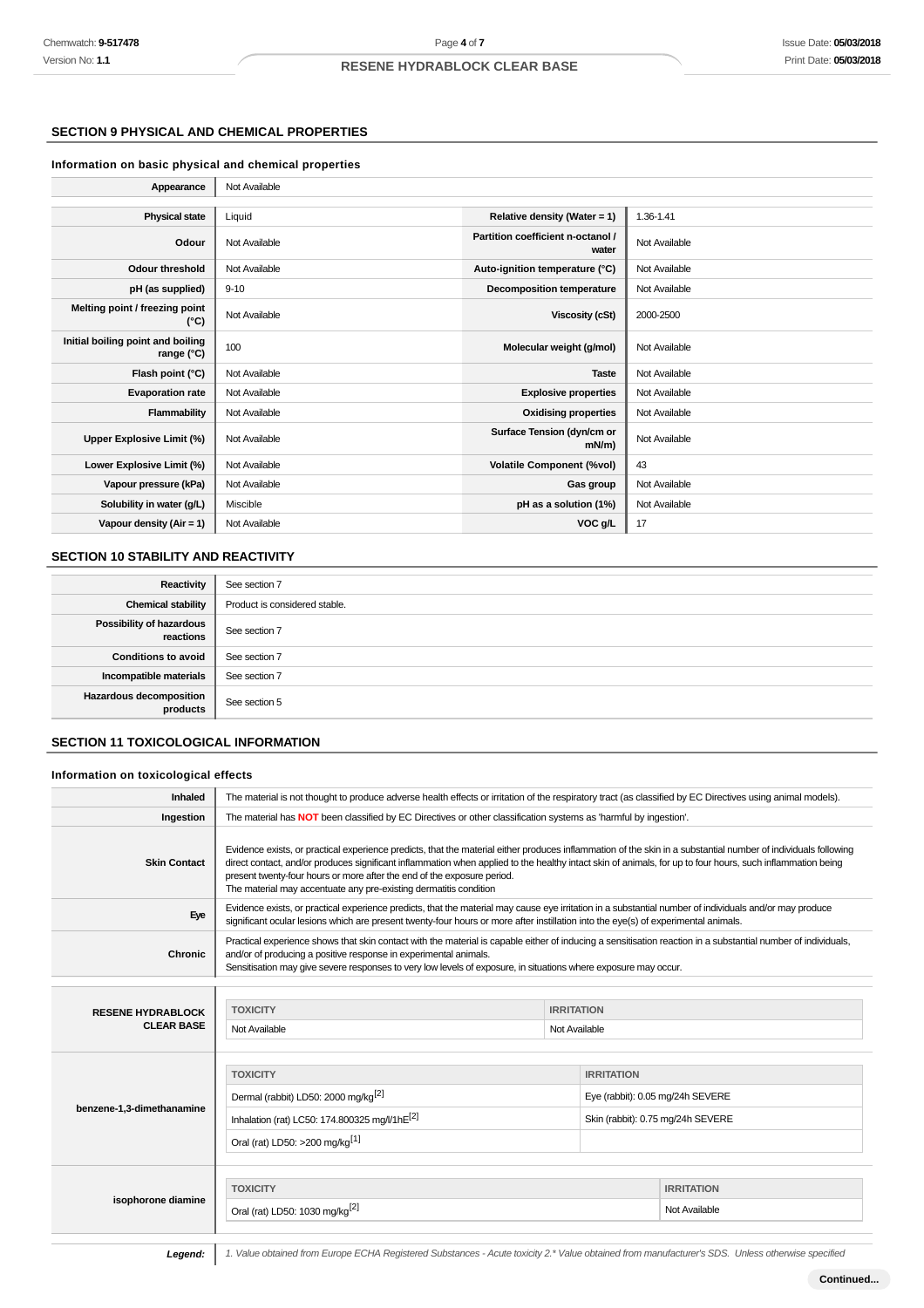## SECTION 9 PHYSICAL AND CHEMICAL PROPERTIES

### Information on basic physical and chemical properties

| | | | |
|---|---|---|---|
| **Appearance** | Not Available | | |
| **Physical state** | Liquid | **Relative density (Water = 1)** | 1.36-1.41 |
| **Odour** | Not Available | **Partition coefficient n-octanol / water** | Not Available |
| **Odour threshold** | Not Available | **Auto-ignition temperature (°C)** | Not Available |
| **pH (as supplied)** | 9-10 | **Decomposition temperature** | Not Available |
| **Melting point / freezing point (°C)** | Not Available | **Viscosity (cSt)** | 2000-2500 |
| **Initial boiling point and boiling range (°C)** | 100 | **Molecular weight (g/mol)** | Not Available |
| **Flash point (°C)** | Not Available | **Taste** | Not Available |
| **Evaporation rate** | Not Available | **Explosive properties** | Not Available |
| **Flammability** | Not Available | **Oxidising properties** | Not Available |
| **Upper Explosive Limit (%)** | Not Available | **Surface Tension (dyn/cm or mN/m)** | Not Available |
| **Lower Explosive Limit (%)** | Not Available | **Volatile Component (%vol)** | 43 |
| **Vapour pressure (kPa)** | Not Available | **Gas group** | Not Available |
| **Solubility in water (g/L)** | Miscible | **pH as a solution (1%)** | Not Available |
| **Vapour density (Air = 1)** | Not Available | **VOC g/L** | 17 |

## SECTION 10 STABILITY AND REACTIVITY

| | |
|---|---|
| **Reactivity** | See section 7 |
| **Chemical stability** | Product is considered stable. |
| **Possibility of hazardous reactions** | See section 7 |
| **Conditions to avoid** | See section 7 |
| **Incompatible materials** | See section 7 |
| **Hazardous decomposition products** | See section 5 |

## SECTION 11 TOXICOLOGICAL INFORMATION

### Information on toxicological effects

| | |
|---|---|
| **Inhaled** | The material is not thought to produce adverse health effects or irritation of the respiratory tract (as classified by EC Directives using animal models). |
| **Ingestion** | The material has **NOT** been classified by EC Directives or other classification systems as 'harmful by ingestion'. |
| **Skin Contact** | Evidence exists, or practical experience predicts, that the material either produces inflammation of the skin in a substantial number of individuals following direct contact, and/or produces significant inflammation when applied to the healthy intact skin of animals, for up to four hours, such inflammation being present twenty-four hours or more after the end of the exposure period.<br>The material may accentuate any pre-existing dermatitis condition |
| **Eye** | Evidence exists, or practical experience predicts, that the material may cause eye irritation in a substantial number of individuals and/or may produce significant ocular lesions which are present twenty-four hours or more after instillation into the eye(s) of experimental animals. |
| **Chronic** | Practical experience shows that skin contact with the material is capable either of inducing a sensitisation reaction in a substantial number of individuals, and/or of producing a positive response in experimental animals.<br>Sensitisation may give severe responses to very low levels of exposure, in situations where exposure may occur. |

| | TOXICITY | IRRITATION |
|---|---|---|
| **RESENE HYDRABLOCK CLEAR BASE** | Not Available | Not Available |
| **benzene-1,3-dimethanamine** | Dermal (rabbit) LD50: 2000 mg/kg[2] | Eye (rabbit): 0.05 mg/24h SEVERE |
| | Inhalation (rat) LC50: 174.800325 mg/l/1hE[2] | Skin (rabbit): 0.75 mg/24h SEVERE |
| | Oral (rat) LD50: >200 mg/kg[1] | |
| **isophorone diamine** | Oral (rat) LD50: 1030 mg/kg[2] | Not Available |

***Legend:*** *1. Value obtained from Europe ECHA Registered Substances - Acute toxicity 2.* Value obtained from manufacturer's SDS. Unless otherwise specified*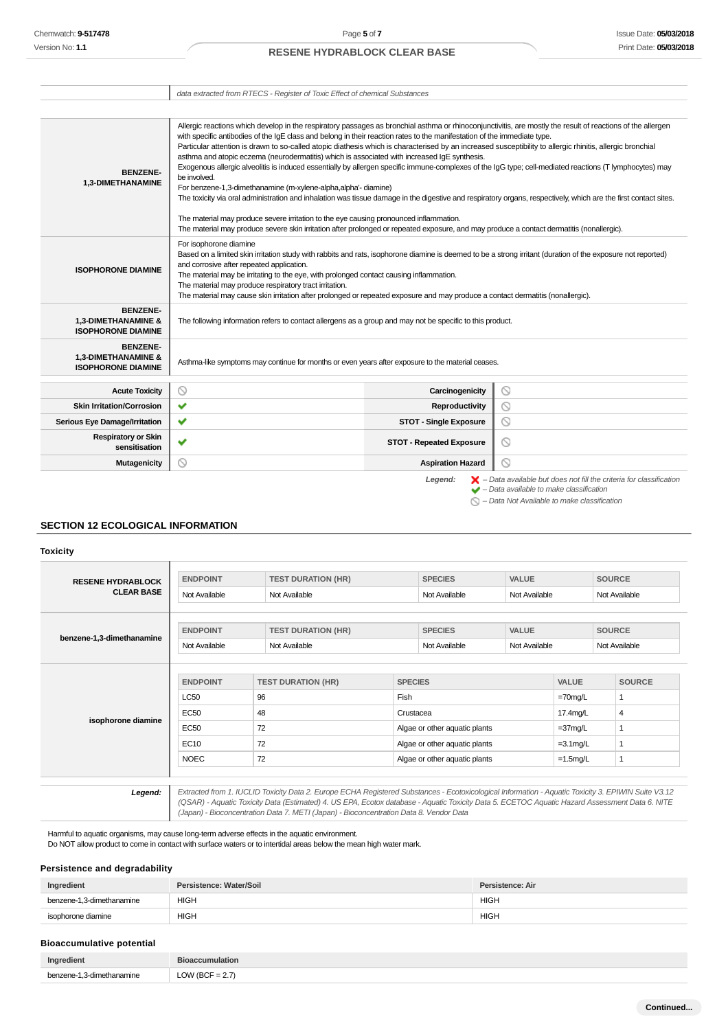| | |
|---|---|
| | data extracted from RTECS - Register of Toxic Effect of chemical Substances |

| | |
|---|---|
| **BENZENE-1,3-DIMETHANAMINE** | Allergic reactions which develop in the respiratory passages as bronchial asthma or rhinoconjunctivitis, are mostly the result of reactions of the allergen with specific antibodies of the IgE class and belong in their reaction rates to the manifestation of the immediate type. Particular attention is drawn to so-called atopic diathesis which is characterised by an increased susceptibility to allergic rhinitis, allergic bronchial asthma and atopic eczema (neurodermatitis) which is associated with increased IgE synthesis. Exogenous allergic alveolitis is induced essentially by allergen specific immune-complexes of the IgG type; cell-mediated reactions (T lymphocytes) may be involved. For benzene-1,3-dimethanamine (m-xylene-alpha,alpha'- diamine) The toxicity via oral administration and inhalation was tissue damage in the digestive and respiratory organs, respectively, which are the first contact sites. The material may produce severe irritation to the eye causing pronounced inflammation. The material may produce severe skin irritation after prolonged or repeated exposure, and may produce a contact dermatitis (nonallergic). |
| **ISOPHORONE DIAMINE** | For isophorone diamine Based on a limited skin irritation study with rabbits and rats, isophorone diamine is deemed to be a strong irritant (duration of the exposure not reported) and corrosive after repeated application. The material may be irritating to the eye, with prolonged contact causing inflammation. The material may produce respiratory tract irritation. The material may cause skin irritation after prolonged or repeated exposure and may produce a contact dermatitis (nonallergic). |
| **BENZENE-1,3-DIMETHANAMINE & ISOPHORONE DIAMINE** | The following information refers to contact allergens as a group and may not be specific to this product. |
| **BENZENE-1,3-DIMETHANAMINE & ISOPHORONE DIAMINE** | Asthma-like symptoms may continue for months or even years after exposure to the material ceases. |

| | | | |
|---|---|---|---|
| **Acute Toxicity** | ⦸ | **Carcinogenicity** | ⦸ |
| **Skin Irritation/Corrosion** | ✔ | **Reproductivity** | ⦸ |
| **Serious Eye Damage/Irritation** | ✔ | **STOT - Single Exposure** | ⦸ |
| **Respiratory or Skin sensitisation** | ✔ | **STOT - Repeated Exposure** | ⦸ |
| **Mutagenicity** | ⦸ | **Aspiration Hazard** | ⦸ |

*Legend:* ✘ – Data available but does not fill the criteria for classification
✔ – Data available to make classification
⦸ – Data Not Available to make classification

## SECTION 12 ECOLOGICAL INFORMATION

### Toxicity

**RESENE HYDRABLOCK CLEAR BASE**

| ENDPOINT | TEST DURATION (HR) | SPECIES | VALUE | SOURCE |
|---|---|---|---|---|
| Not Available | Not Available | Not Available | Not Available | Not Available |

**benzene-1,3-dimethanamine**

| ENDPOINT | TEST DURATION (HR) | SPECIES | VALUE | SOURCE |
|---|---|---|---|---|
| Not Available | Not Available | Not Available | Not Available | Not Available |

**isophorone diamine**

| ENDPOINT | TEST DURATION (HR) | SPECIES | VALUE | SOURCE |
|---|---|---|---|---|
| LC50 | 96 | Fish | =70mg/L | 1 |
| EC50 | 48 | Crustacea | 17.4mg/L | 4 |
| EC50 | 72 | Algae or other aquatic plants | =37mg/L | 1 |
| EC10 | 72 | Algae or other aquatic plants | =3.1mg/L | 1 |
| NOEC | 72 | Algae or other aquatic plants | =1.5mg/L | 1 |

***Legend:*** *Extracted from 1. IUCLID Toxicity Data 2. Europe ECHA Registered Substances - Ecotoxicological Information - Aquatic Toxicity 3. EPIWIN Suite V3.12 (QSAR) - Aquatic Toxicity Data (Estimated) 4. US EPA, Ecotox database - Aquatic Toxicity Data 5. ECETOC Aquatic Hazard Assessment Data 6. NITE (Japan) - Bioconcentration Data 7. METI (Japan) - Bioconcentration Data 8. Vendor Data*

Harmful to aquatic organisms, may cause long-term adverse effects in the aquatic environment.
Do NOT allow product to come in contact with surface waters or to intertidal areas below the mean high water mark.

### Persistence and degradability

| Ingredient | Persistence: Water/Soil | Persistence: Air |
|---|---|---|
| benzene-1,3-dimethanamine | HIGH | HIGH |
| isophorone diamine | HIGH | HIGH |

### Bioaccumulative potential

| Ingredient | Bioaccumulation |
|---|---|
| benzene-1,3-dimethanamine | LOW (BCF = 2.7) |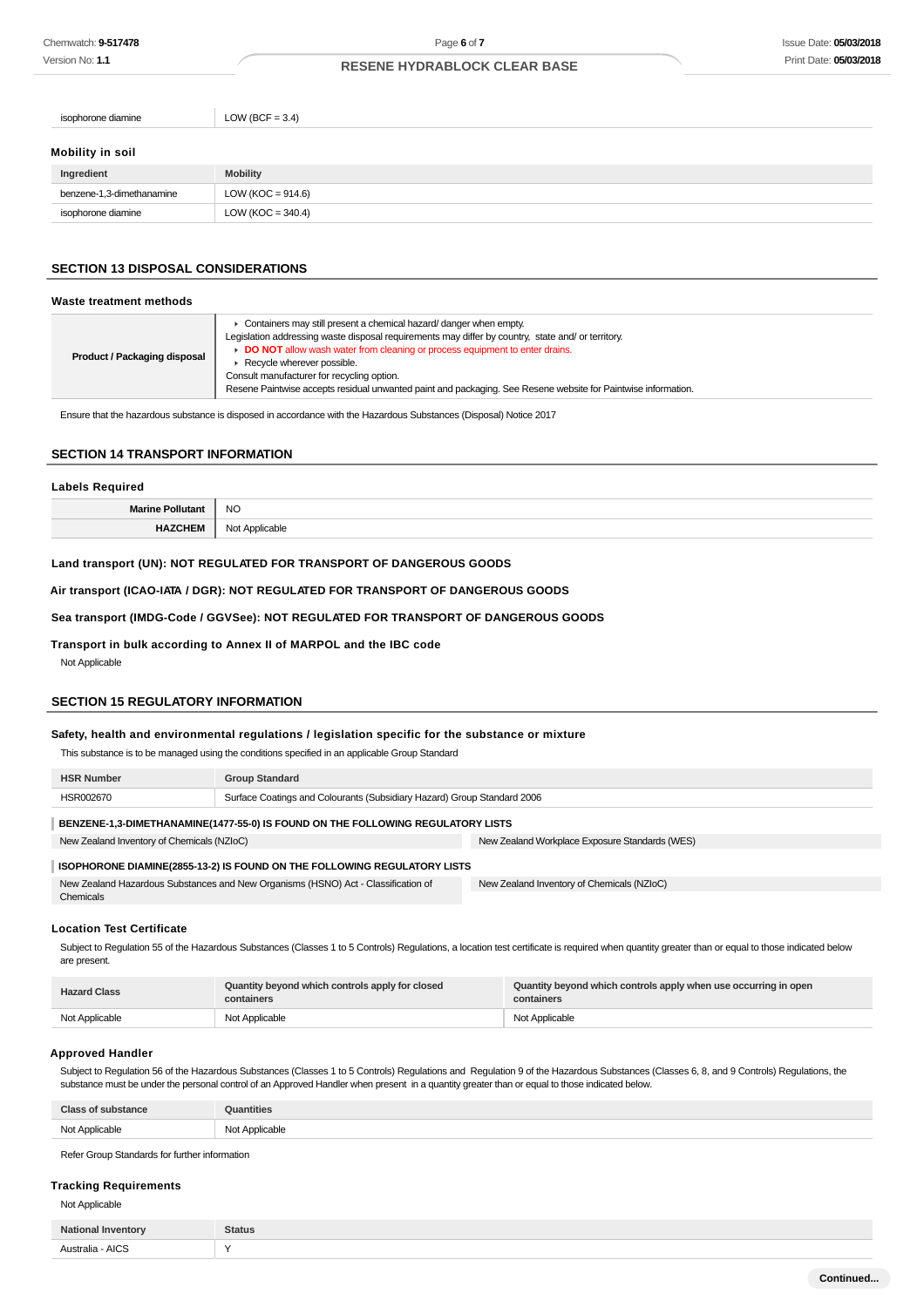| | |
|---|---|
| isophorone diamine | LOW (BCF = 3.4) |

### Mobility in soil

| Ingredient | Mobility |
|---|---|
| benzene-1,3-dimethanamine | LOW (KOC = 914.6) |
| isophorone diamine | LOW (KOC = 340.4) |

## SECTION 13 DISPOSAL CONSIDERATIONS

### Waste treatment methods

| | |
|---|---|
| **Product / Packaging disposal** | ▸ Containers may still present a chemical hazard/ danger when empty.<br>Legislation addressing waste disposal requirements may differ by country, state and/ or territory.<br>▸ **DO NOT** allow wash water from cleaning or process equipment to enter drains.<br>▸ Recycle wherever possible.<br>Consult manufacturer for recycling option.<br>Resene Paintwise accepts residual unwanted paint and packaging. See Resene website for Paintwise information. |

Ensure that the hazardous substance is disposed in accordance with the Hazardous Substances (Disposal) Notice 2017

## SECTION 14 TRANSPORT INFORMATION

### Labels Required

| | |
|---|---|
| **Marine Pollutant** | NO |
| **HAZCHEM** | Not Applicable |

**Land transport (UN): NOT REGULATED FOR TRANSPORT OF DANGEROUS GOODS**

**Air transport (ICAO-IATA / DGR): NOT REGULATED FOR TRANSPORT OF DANGEROUS GOODS**

**Sea transport (IMDG-Code / GGVSee): NOT REGULATED FOR TRANSPORT OF DANGEROUS GOODS**

**Transport in bulk according to Annex II of MARPOL and the IBC code**

Not Applicable

## SECTION 15 REGULATORY INFORMATION

### Safety, health and environmental regulations / legislation specific for the substance or mixture

This substance is to be managed using the conditions specified in an applicable Group Standard

| HSR Number | Group Standard |
|---|---|
| HSR002670 | Surface Coatings and Colourants (Subsidiary Hazard) Group Standard 2006 |

**BENZENE-1,3-DIMETHANAMINE(1477-55-0) IS FOUND ON THE FOLLOWING REGULATORY LISTS**

| | |
|---|---|
| New Zealand Inventory of Chemicals (NZIoC) | New Zealand Workplace Exposure Standards (WES) |

**ISOPHORONE DIAMINE(2855-13-2) IS FOUND ON THE FOLLOWING REGULATORY LISTS**

| | |
|---|---|
| New Zealand Hazardous Substances and New Organisms (HSNO) Act - Classification of Chemicals | New Zealand Inventory of Chemicals (NZIoC) |

### Location Test Certificate

Subject to Regulation 55 of the Hazardous Substances (Classes 1 to 5 Controls) Regulations, a location test certificate is required when quantity greater than or equal to those indicated below are present.

| Hazard Class | Quantity beyond which controls apply for closed containers | Quantity beyond which controls apply when use occurring in open containers |
|---|---|---|
| Not Applicable | Not Applicable | Not Applicable |

### Approved Handler

Subject to Regulation 56 of the Hazardous Substances (Classes 1 to 5 Controls) Regulations and Regulation 9 of the Hazardous Substances (Classes 6, 8, and 9 Controls) Regulations, the substance must be under the personal control of an Approved Handler when present in a quantity greater than or equal to those indicated below.

| Class of substance | Quantities |
|---|---|
| Not Applicable | Not Applicable |

Refer Group Standards for further information

### Tracking Requirements

Not Applicable

| National Inventory | Status |
|---|---|
| Australia - AICS | Y |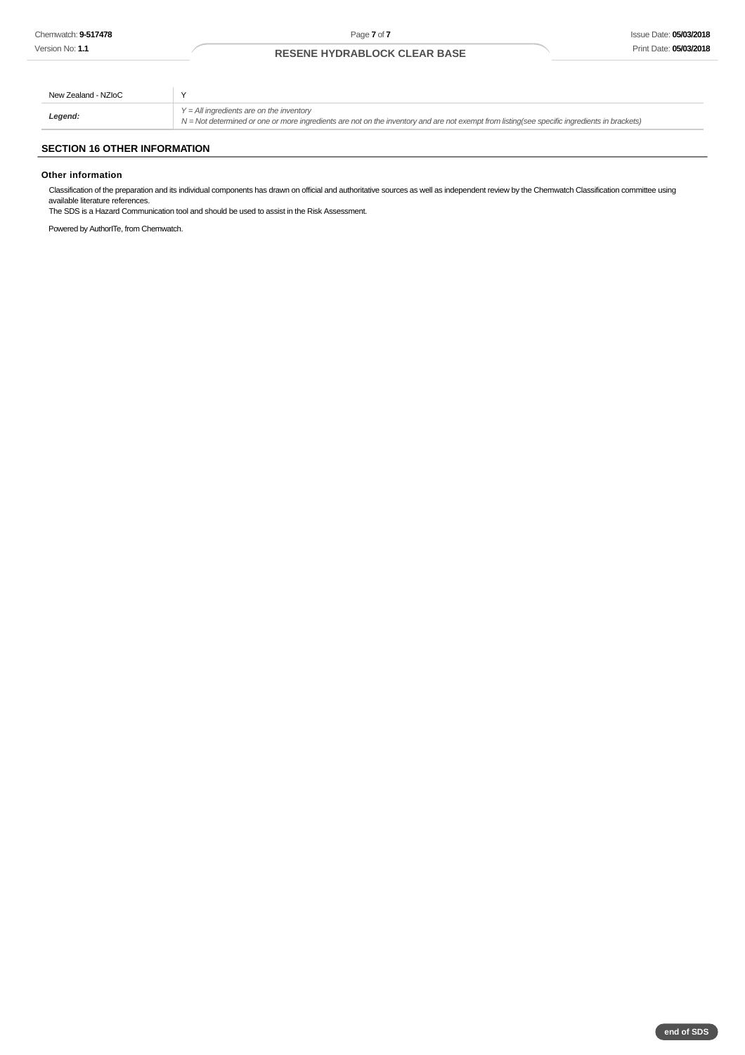| | |
|---|---|
| New Zealand - NZIoC | Y |
| ***Legend:*** | *Y = All ingredients are on the inventory*<br>*N = Not determined or one or more ingredients are not on the inventory and are not exempt from listing(see specific ingredients in brackets)* |

## SECTION 16 OTHER INFORMATION

### Other information

Classification of the preparation and its individual components has drawn on official and authoritative sources as well as independent review by the Chemwatch Classification committee using available literature references.
The SDS is a Hazard Communication tool and should be used to assist in the Risk Assessment.

Powered by AuthorITe, from Chemwatch.

**end of SDS**